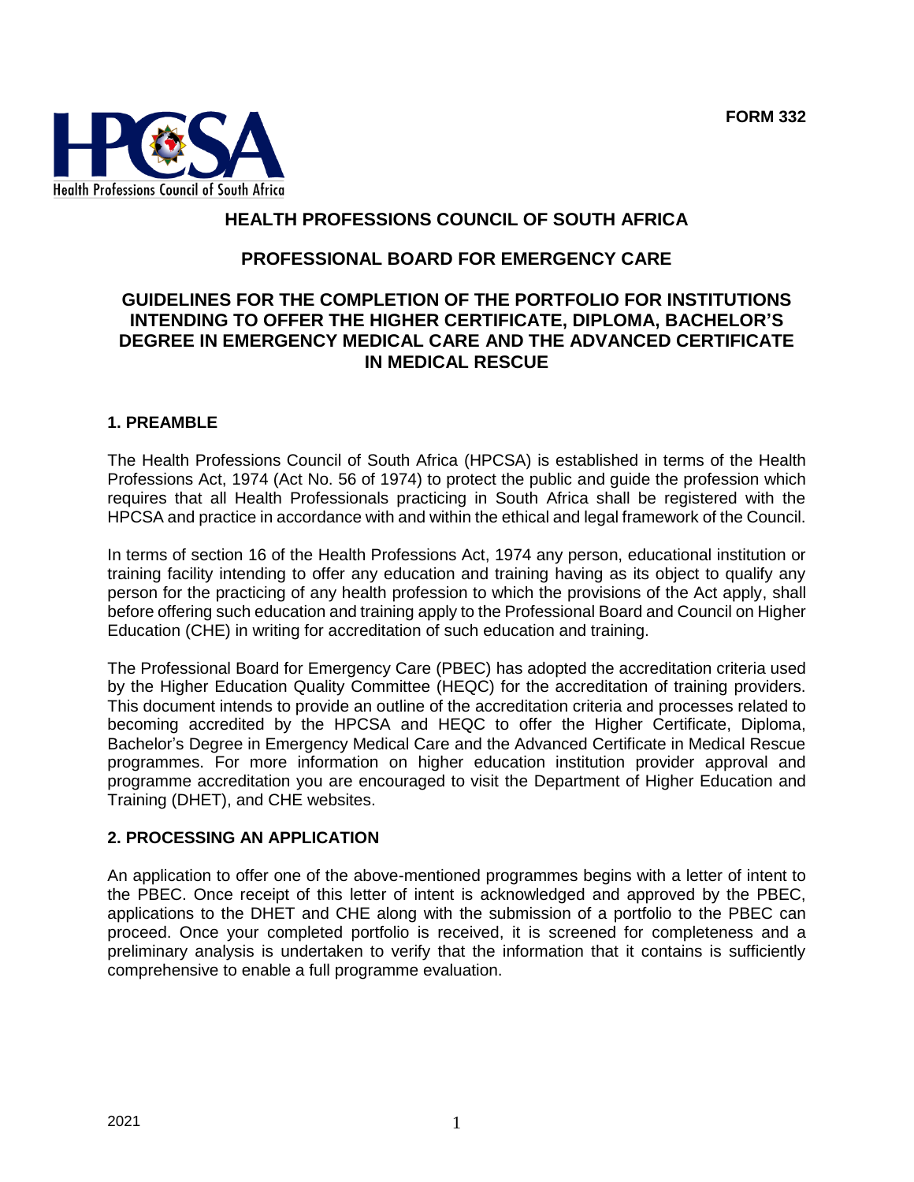**FORM 332**

# HEALTH PROFESSIONS COUNCIL OF SOUTH AFRICA

## PROFESSIONAL BOARD FOR EMERGENCY CARE

## GUIDELINES FOR THE COMPLETION OF THE PORTFOLIO FOR INSTITUTIONS INTENDING TO OFFER THE HIGHER CERTIFICATE, DIPLOMA, BACHELOR'S DEGREE IN EMERGENCY MEDICAL CARE AND THE ADVANCED CERTIFICATE IN MEDICAL RESCUE

### 1. PREAMBLE

The Health Professions Council of South Africa (HPCSA) is established in terms of the Health Professions Act, 1974 (Act No. 56 of 1974) to protect the public and guide the profession which requires that all Health Professionals practicing in South Africa shall be registered with the HPCSA and practice in accordance with and within the ethical and legal framework of the Council.

In terms of section 16 of the Health Professions Act, 1974 any person, educational institution or training facility intending to offer any education and training having as its object to qualify any person for the practicing of any health profession to which the provisions of the Act apply, shall before offering such education and training apply to the Professional Board and Council on Higher Education (CHE) in writing for accreditation of such education and training.

The Professional Board for Emergency Care (PBEC) has adopted the accreditation criteria used by the Higher Education Quality Committee (HEQC) for the accreditation of training providers. This document intends to provide an outline of the accreditation criteria and processes related to becoming accredited by the HPCSA and HEQC to offer the Higher Certificate, Diploma, Bachelor's Degree in Emergency Medical Care and the Advanced Certificate in Medical Rescue programmes. For more information on higher education institution provider approval and programme accreditation you are encouraged to visit the Department of Higher Education and Training (DHET), and CHE websites.

### 2. PROCESSING AN APPLICATION

An application to offer one of the above-mentioned programmes begins with a letter of intent to the PBEC. Once receipt of this letter of intent is acknowledged and approved by the PBEC, applications to the DHET and CHE along with the submission of a portfolio to the PBEC can proceed. Once your completed portfolio is received, it is screened for completeness and a preliminary analysis is undertaken to verify that the information that it contains is sufficiently comprehensive to enable a full programme evaluation.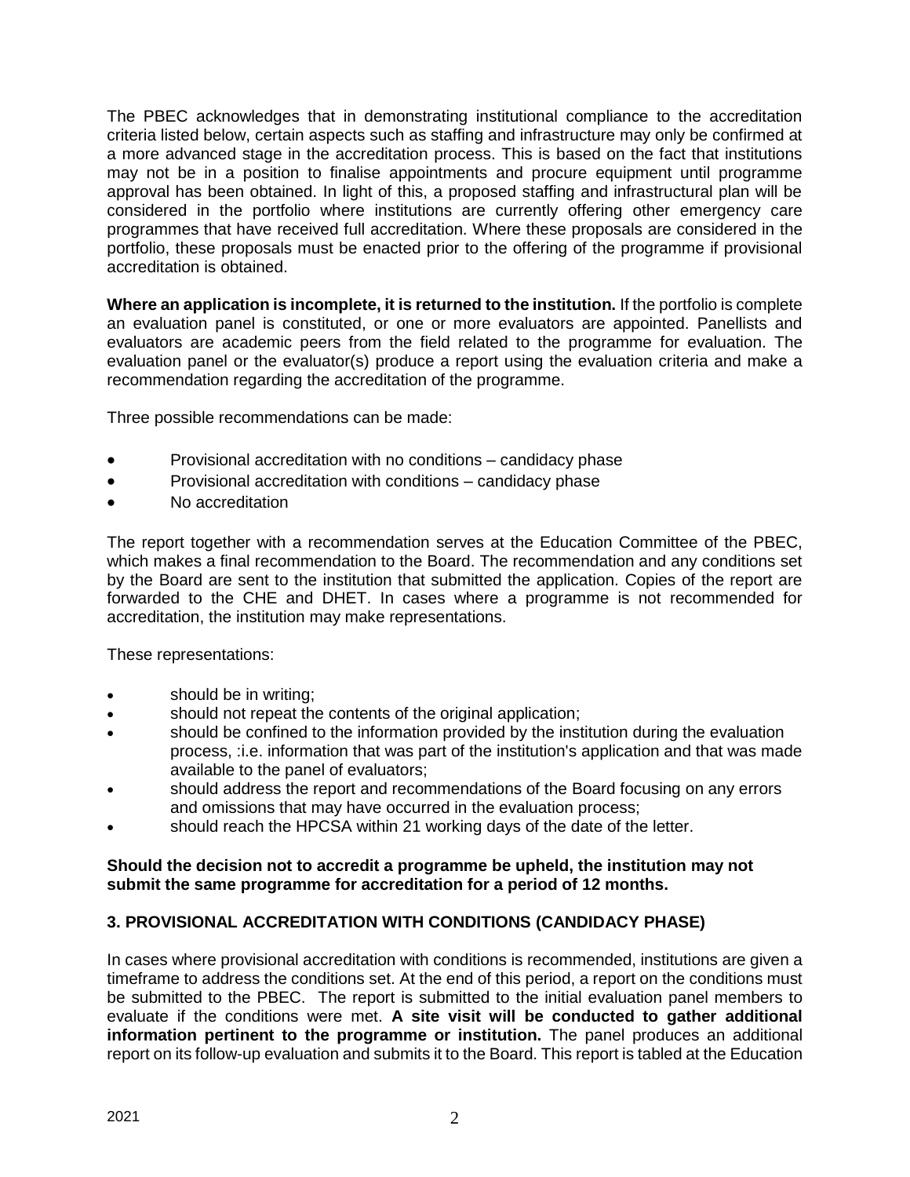The PBEC acknowledges that in demonstrating institutional compliance to the accreditation criteria listed below, certain aspects such as staffing and infrastructure may only be confirmed at a more advanced stage in the accreditation process. This is based on the fact that institutions may not be in a position to finalise appointments and procure equipment until programme approval has been obtained. In light of this, a proposed staffing and infrastructural plan will be considered in the portfolio where institutions are currently offering other emergency care programmes that have received full accreditation. Where these proposals are considered in the portfolio, these proposals must be enacted prior to the offering of the programme if provisional accreditation is obtained.

**Where an application is incomplete, it is returned to the institution.** If the portfolio is complete an evaluation panel is constituted, or one or more evaluators are appointed. Panellists and evaluators are academic peers from the field related to the programme for evaluation. The evaluation panel or the evaluator(s) produce a report using the evaluation criteria and make a recommendation regarding the accreditation of the programme.

Three possible recommendations can be made:

- Provisional accreditation with no conditions – candidacy phase
- Provisional accreditation with conditions – candidacy phase
- No accreditation

The report together with a recommendation serves at the Education Committee of the PBEC, which makes a final recommendation to the Board. The recommendation and any conditions set by the Board are sent to the institution that submitted the application. Copies of the report are forwarded to the CHE and DHET. In cases where a programme is not recommended for accreditation, the institution may make representations.

These representations:

- should be in writing;
- should not repeat the contents of the original application;
- should be confined to the information provided by the institution during the evaluation process, :i.e. information that was part of the institution's application and that was made available to the panel of evaluators;
- should address the report and recommendations of the Board focusing on any errors and omissions that may have occurred in the evaluation process;
- should reach the HPCSA within 21 working days of the date of the letter.

**Should the decision not to accredit a programme be upheld, the institution may not submit the same programme for accreditation for a period of 12 months.**

## 3. PROVISIONAL ACCREDITATION WITH CONDITIONS (CANDIDACY PHASE)

In cases where provisional accreditation with conditions is recommended, institutions are given a timeframe to address the conditions set. At the end of this period, a report on the conditions must be submitted to the PBEC. The report is submitted to the initial evaluation panel members to evaluate if the conditions were met. **A site visit will be conducted to gather additional information pertinent to the programme or institution.** The panel produces an additional report on its follow-up evaluation and submits it to the Board. This report is tabled at the Education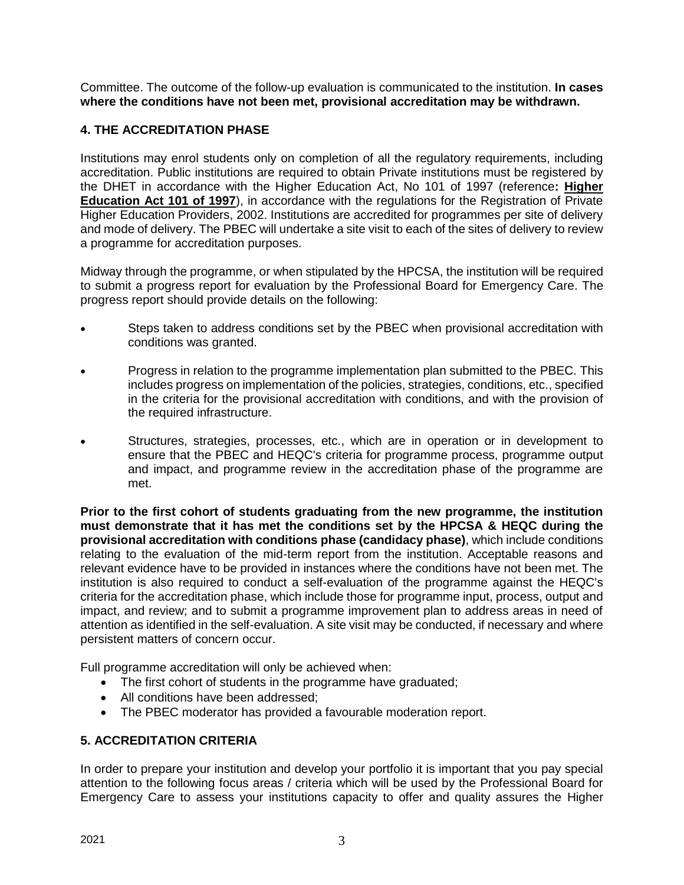Committee. The outcome of the follow-up evaluation is communicated to the institution. **In cases where the conditions have not been met, provisional accreditation may be withdrawn.**

## 4. THE ACCREDITATION PHASE

Institutions may enrol students only on completion of all the regulatory requirements, including accreditation. Public institutions are required to obtain Private institutions must be registered by the DHET in accordance with the Higher Education Act, No 101 of 1997 (reference**: Higher Education Act 101 of 1997**), in accordance with the regulations for the Registration of Private Higher Education Providers, 2002. Institutions are accredited for programmes per site of delivery and mode of delivery. The PBEC will undertake a site visit to each of the sites of delivery to review a programme for accreditation purposes.

Midway through the programme, or when stipulated by the HPCSA, the institution will be required to submit a progress report for evaluation by the Professional Board for Emergency Care. The progress report should provide details on the following:

- Steps taken to address conditions set by the PBEC when provisional accreditation with conditions was granted.
- Progress in relation to the programme implementation plan submitted to the PBEC. This includes progress on implementation of the policies, strategies, conditions, etc., specified in the criteria for the provisional accreditation with conditions, and with the provision of the required infrastructure.
- Structures, strategies, processes, etc., which are in operation or in development to ensure that the PBEC and HEQC's criteria for programme process, programme output and impact, and programme review in the accreditation phase of the programme are met.

**Prior to the first cohort of students graduating from the new programme, the institution must demonstrate that it has met the conditions set by the HPCSA & HEQC during the provisional accreditation with conditions phase (candidacy phase)**, which include conditions relating to the evaluation of the mid-term report from the institution. Acceptable reasons and relevant evidence have to be provided in instances where the conditions have not been met. The institution is also required to conduct a self-evaluation of the programme against the HEQC's criteria for the accreditation phase, which include those for programme input, process, output and impact, and review; and to submit a programme improvement plan to address areas in need of attention as identified in the self-evaluation. A site visit may be conducted, if necessary and where persistent matters of concern occur.

Full programme accreditation will only be achieved when:

- The first cohort of students in the programme have graduated;
- All conditions have been addressed;
- The PBEC moderator has provided a favourable moderation report.

## 5. ACCREDITATION CRITERIA

In order to prepare your institution and develop your portfolio it is important that you pay special attention to the following focus areas / criteria which will be used by the Professional Board for Emergency Care to assess your institutions capacity to offer and quality assures the Higher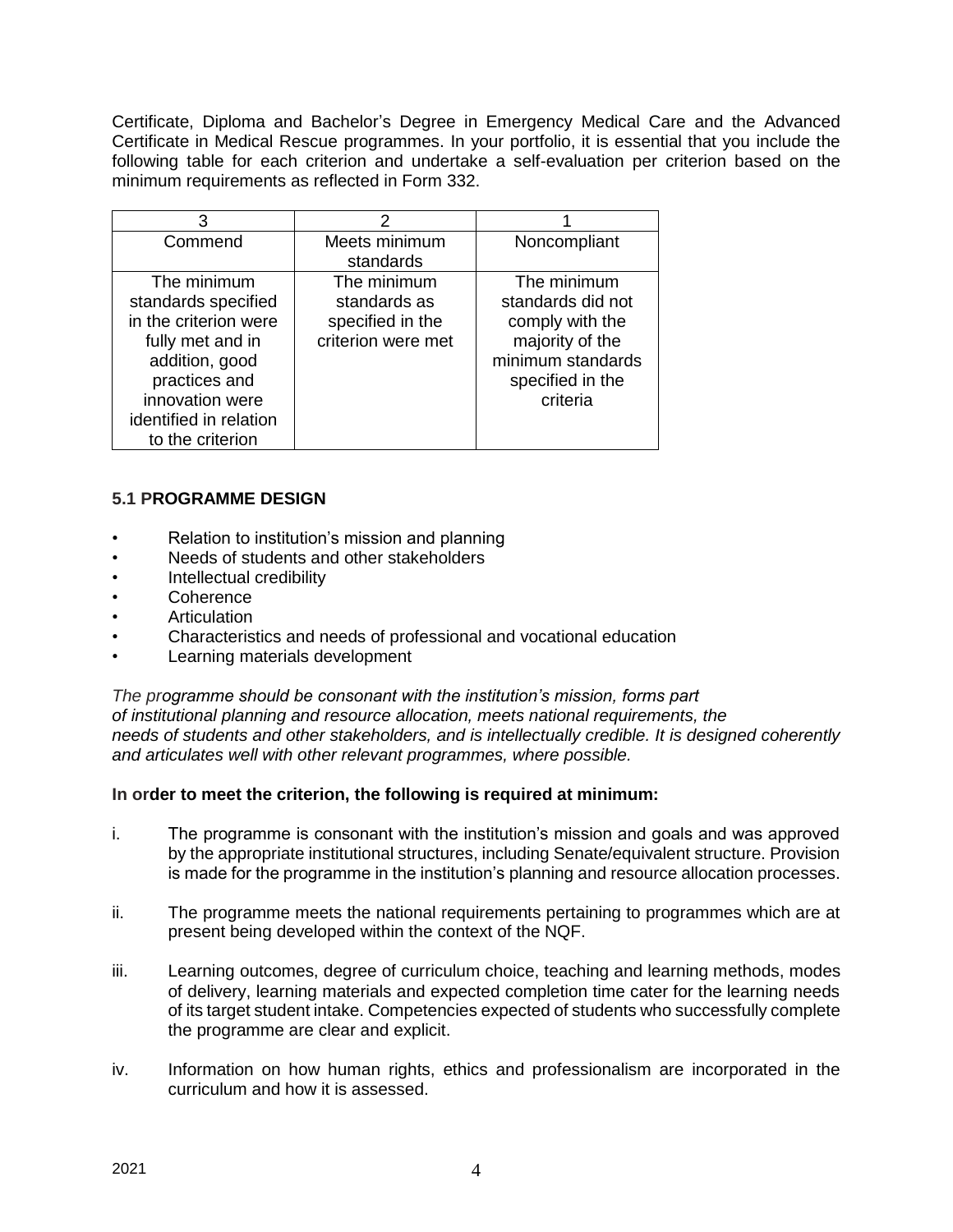Certificate, Diploma and Bachelor's Degree in Emergency Medical Care and the Advanced Certificate in Medical Rescue programmes. In your portfolio, it is essential that you include the following table for each criterion and undertake a self-evaluation per criterion based on the minimum requirements as reflected in Form 332.

| 3 | 2 | 1 |
|---|---|---|
| Commend | Meets minimum standards | Noncompliant |
| The minimum standards specified in the criterion were fully met and in addition, good practices and innovation were identified in relation to the criterion | The minimum standards as specified in the criterion were met | The minimum standards did not comply with the majority of the minimum standards specified in the criteria |

### 5.1 PROGRAMME DESIGN

- Relation to institution's mission and planning
- Needs of students and other stakeholders
- Intellectual credibility
- Coherence
- Articulation
- Characteristics and needs of professional and vocational education
- Learning materials development

*The programme should be consonant with the institution's mission, forms part of institutional planning and resource allocation, meets national requirements, the needs of students and other stakeholders, and is intellectually credible. It is designed coherently and articulates well with other relevant programmes, where possible.*

**In order to meet the criterion, the following is required at minimum:**

i. The programme is consonant with the institution's mission and goals and was approved by the appropriate institutional structures, including Senate/equivalent structure. Provision is made for the programme in the institution's planning and resource allocation processes.

ii. The programme meets the national requirements pertaining to programmes which are at present being developed within the context of the NQF.

iii. Learning outcomes, degree of curriculum choice, teaching and learning methods, modes of delivery, learning materials and expected completion time cater for the learning needs of its target student intake. Competencies expected of students who successfully complete the programme are clear and explicit.

iv. Information on how human rights, ethics and professionalism are incorporated in the curriculum and how it is assessed.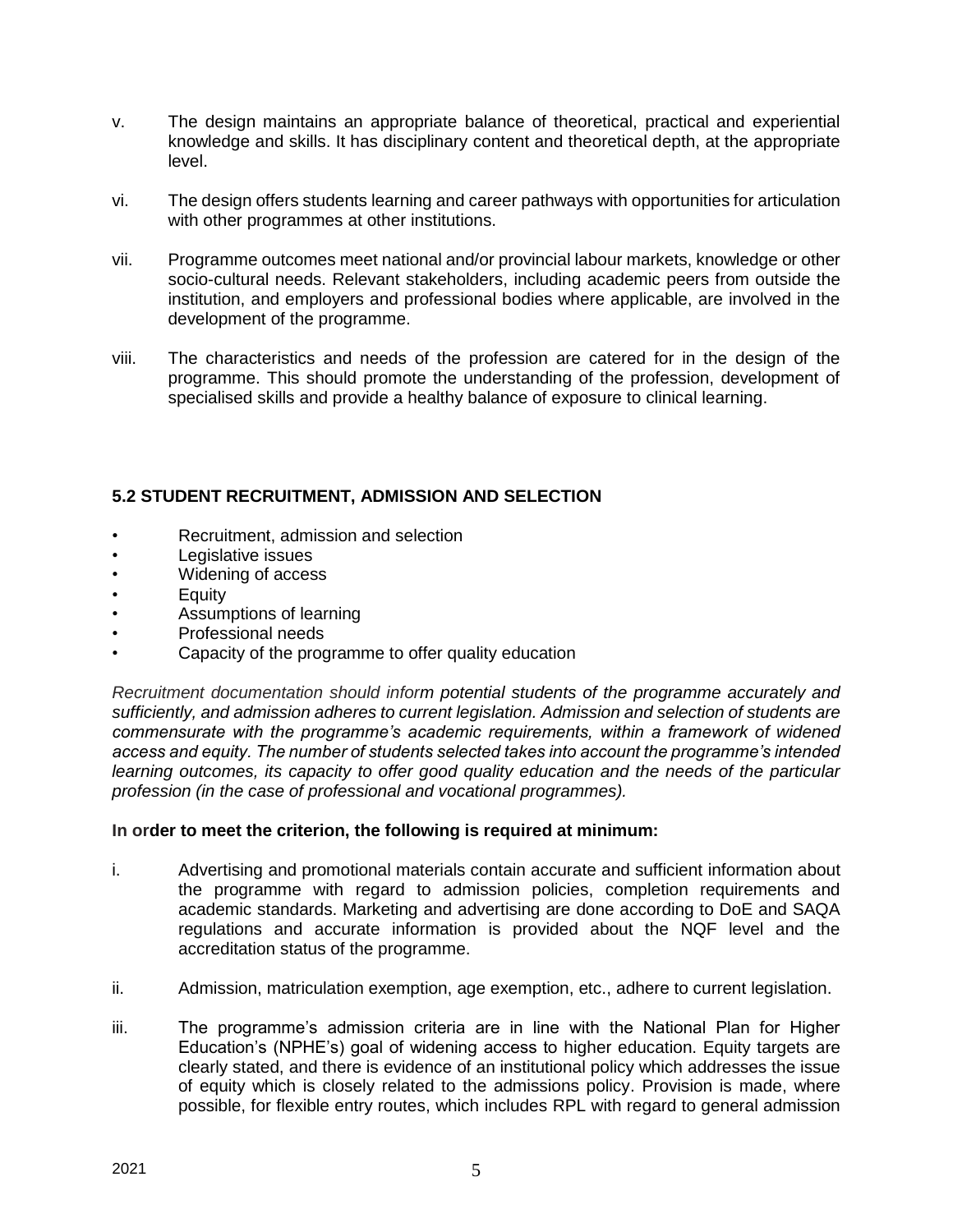v. The design maintains an appropriate balance of theoretical, practical and experiential knowledge and skills. It has disciplinary content and theoretical depth, at the appropriate level.

vi. The design offers students learning and career pathways with opportunities for articulation with other programmes at other institutions.

vii. Programme outcomes meet national and/or provincial labour markets, knowledge or other socio-cultural needs. Relevant stakeholders, including academic peers from outside the institution, and employers and professional bodies where applicable, are involved in the development of the programme.

viii. The characteristics and needs of the profession are catered for in the design of the programme. This should promote the understanding of the profession, development of specialised skills and provide a healthy balance of exposure to clinical learning.

## 5.2 STUDENT RECRUITMENT, ADMISSION AND SELECTION

- Recruitment, admission and selection
- Legislative issues
- Widening of access
- Equity
- Assumptions of learning
- Professional needs
- Capacity of the programme to offer quality education

*Recruitment documentation should inform potential students of the programme accurately and sufficiently, and admission adheres to current legislation. Admission and selection of students are commensurate with the programme's academic requirements, within a framework of widened access and equity. The number of students selected takes into account the programme's intended learning outcomes, its capacity to offer good quality education and the needs of the particular profession (in the case of professional and vocational programmes).*

**In order to meet the criterion, the following is required at minimum:**

i. Advertising and promotional materials contain accurate and sufficient information about the programme with regard to admission policies, completion requirements and academic standards. Marketing and advertising are done according to DoE and SAQA regulations and accurate information is provided about the NQF level and the accreditation status of the programme.

ii. Admission, matriculation exemption, age exemption, etc., adhere to current legislation.

iii. The programme's admission criteria are in line with the National Plan for Higher Education's (NPHE's) goal of widening access to higher education. Equity targets are clearly stated, and there is evidence of an institutional policy which addresses the issue of equity which is closely related to the admissions policy. Provision is made, where possible, for flexible entry routes, which includes RPL with regard to general admission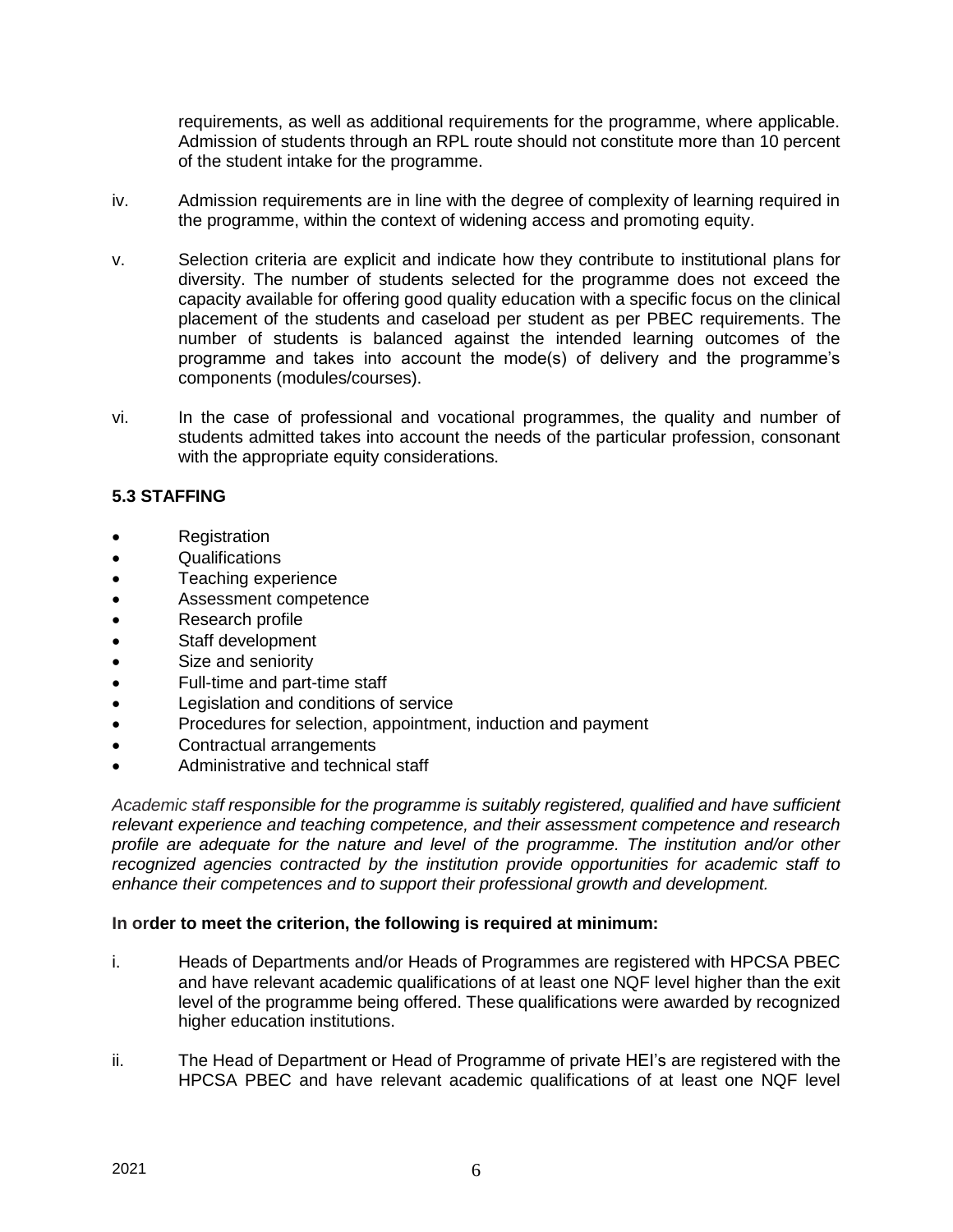requirements, as well as additional requirements for the programme, where applicable. Admission of students through an RPL route should not constitute more than 10 percent of the student intake for the programme.

iv. Admission requirements are in line with the degree of complexity of learning required in the programme, within the context of widening access and promoting equity.

v. Selection criteria are explicit and indicate how they contribute to institutional plans for diversity. The number of students selected for the programme does not exceed the capacity available for offering good quality education with a specific focus on the clinical placement of the students and caseload per student as per PBEC requirements. The number of students is balanced against the intended learning outcomes of the programme and takes into account the mode(s) of delivery and the programme's components (modules/courses).

vi. In the case of professional and vocational programmes, the quality and number of students admitted takes into account the needs of the particular profession, consonant with the appropriate equity considerations.

**5.3 STAFFING**

- Registration
- Qualifications
- Teaching experience
- Assessment competence
- Research profile
- Staff development
- Size and seniority
- Full-time and part-time staff
- Legislation and conditions of service
- Procedures for selection, appointment, induction and payment
- Contractual arrangements
- Administrative and technical staff

*Academic staff responsible for the programme is suitably registered, qualified and have sufficient relevant experience and teaching competence, and their assessment competence and research profile are adequate for the nature and level of the programme. The institution and/or other recognized agencies contracted by the institution provide opportunities for academic staff to enhance their competences and to support their professional growth and development.*

**In order to meet the criterion, the following is required at minimum:**

i. Heads of Departments and/or Heads of Programmes are registered with HPCSA PBEC and have relevant academic qualifications of at least one NQF level higher than the exit level of the programme being offered. These qualifications were awarded by recognized higher education institutions.

ii. The Head of Department or Head of Programme of private HEI's are registered with the HPCSA PBEC and have relevant academic qualifications of at least one NQF level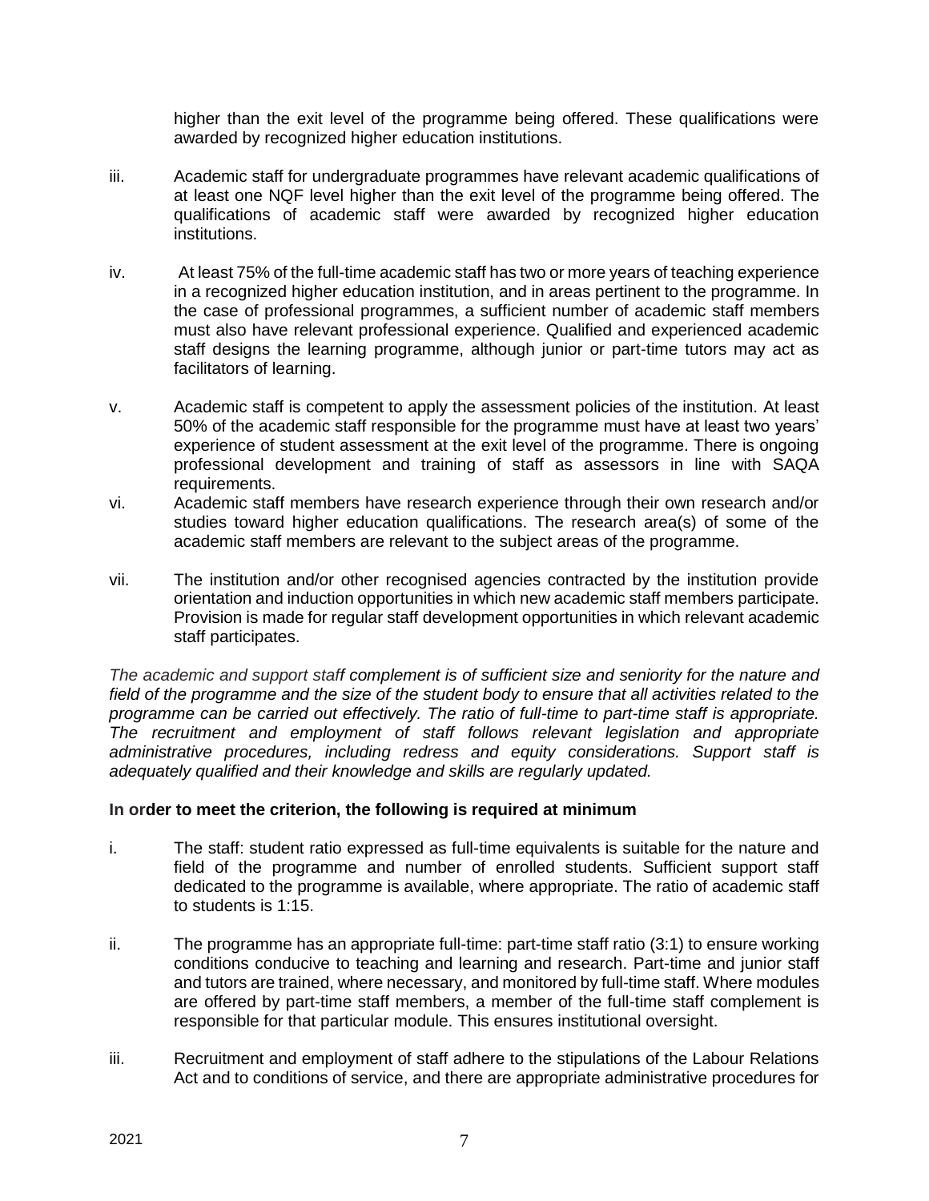higher than the exit level of the programme being offered. These qualifications were awarded by recognized higher education institutions.

iii. Academic staff for undergraduate programmes have relevant academic qualifications of at least one NQF level higher than the exit level of the programme being offered. The qualifications of academic staff were awarded by recognized higher education institutions.

iv. At least 75% of the full-time academic staff has two or more years of teaching experience in a recognized higher education institution, and in areas pertinent to the programme. In the case of professional programmes, a sufficient number of academic staff members must also have relevant professional experience. Qualified and experienced academic staff designs the learning programme, although junior or part-time tutors may act as facilitators of learning.

v. Academic staff is competent to apply the assessment policies of the institution. At least 50% of the academic staff responsible for the programme must have at least two years' experience of student assessment at the exit level of the programme. There is ongoing professional development and training of staff as assessors in line with SAQA requirements.

vi. Academic staff members have research experience through their own research and/or studies toward higher education qualifications. The research area(s) of some of the academic staff members are relevant to the subject areas of the programme.

vii. The institution and/or other recognised agencies contracted by the institution provide orientation and induction opportunities in which new academic staff members participate. Provision is made for regular staff development opportunities in which relevant academic staff participates.

*The academic and support staff complement is of sufficient size and seniority for the nature and field of the programme and the size of the student body to ensure that all activities related to the programme can be carried out effectively. The ratio of full-time to part-time staff is appropriate. The recruitment and employment of staff follows relevant legislation and appropriate administrative procedures, including redress and equity considerations. Support staff is adequately qualified and their knowledge and skills are regularly updated.*

**In order to meet the criterion, the following is required at minimum**

i. The staff: student ratio expressed as full-time equivalents is suitable for the nature and field of the programme and number of enrolled students. Sufficient support staff dedicated to the programme is available, where appropriate. The ratio of academic staff to students is 1:15.

ii. The programme has an appropriate full-time: part-time staff ratio (3:1) to ensure working conditions conducive to teaching and learning and research. Part-time and junior staff and tutors are trained, where necessary, and monitored by full-time staff. Where modules are offered by part-time staff members, a member of the full-time staff complement is responsible for that particular module. This ensures institutional oversight.

iii. Recruitment and employment of staff adhere to the stipulations of the Labour Relations Act and to conditions of service, and there are appropriate administrative procedures for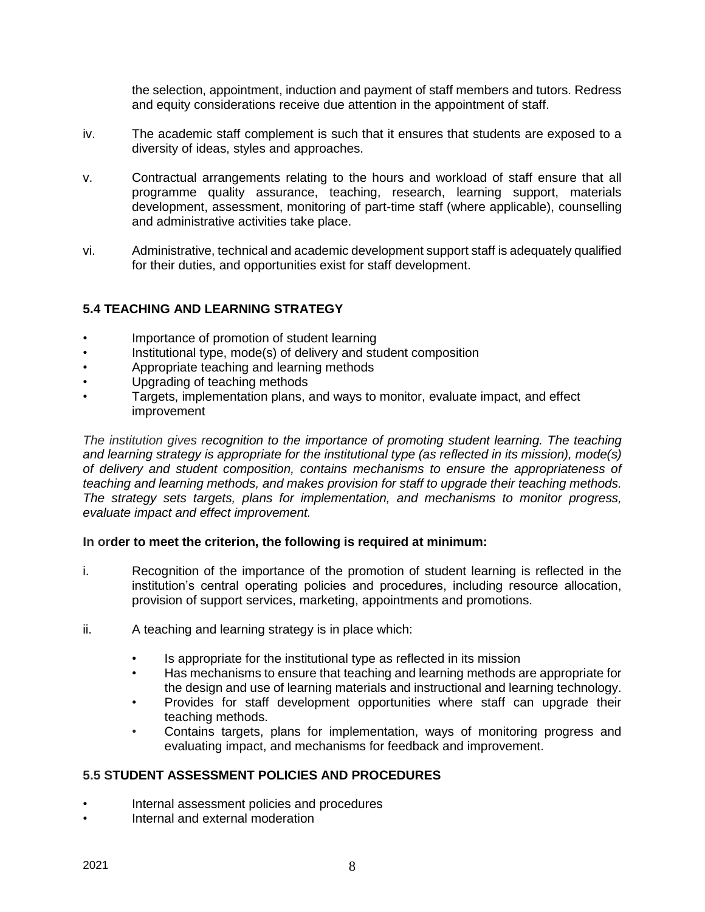the selection, appointment, induction and payment of staff members and tutors. Redress and equity considerations receive due attention in the appointment of staff.

iv. The academic staff complement is such that it ensures that students are exposed to a diversity of ideas, styles and approaches.

v. Contractual arrangements relating to the hours and workload of staff ensure that all programme quality assurance, teaching, research, learning support, materials development, assessment, monitoring of part-time staff (where applicable), counselling and administrative activities take place.

vi. Administrative, technical and academic development support staff is adequately qualified for their duties, and opportunities exist for staff development.

## 5.4 TEACHING AND LEARNING STRATEGY

- Importance of promotion of student learning
- Institutional type, mode(s) of delivery and student composition
- Appropriate teaching and learning methods
- Upgrading of teaching methods
- Targets, implementation plans, and ways to monitor, evaluate impact, and effect improvement

*The institution gives recognition to the importance of promoting student learning. The teaching and learning strategy is appropriate for the institutional type (as reflected in its mission), mode(s) of delivery and student composition, contains mechanisms to ensure the appropriateness of teaching and learning methods, and makes provision for staff to upgrade their teaching methods. The strategy sets targets, plans for implementation, and mechanisms to monitor progress, evaluate impact and effect improvement.*

**In order to meet the criterion, the following is required at minimum:**

i. Recognition of the importance of the promotion of student learning is reflected in the institution's central operating policies and procedures, including resource allocation, provision of support services, marketing, appointments and promotions.

ii. A teaching and learning strategy is in place which:

- Is appropriate for the institutional type as reflected in its mission
- Has mechanisms to ensure that teaching and learning methods are appropriate for the design and use of learning materials and instructional and learning technology.
- Provides for staff development opportunities where staff can upgrade their teaching methods.
- Contains targets, plans for implementation, ways of monitoring progress and evaluating impact, and mechanisms for feedback and improvement.

## 5.5 STUDENT ASSESSMENT POLICIES AND PROCEDURES

- Internal assessment policies and procedures
- Internal and external moderation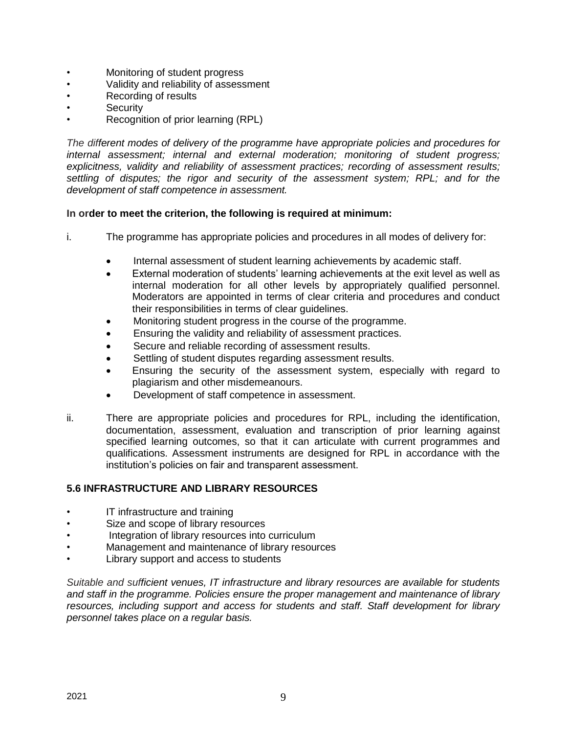- Monitoring of student progress
- Validity and reliability of assessment
- Recording of results
- Security
- Recognition of prior learning (RPL)

*The different modes of delivery of the programme have appropriate policies and procedures for internal assessment; internal and external moderation; monitoring of student progress; explicitness, validity and reliability of assessment practices; recording of assessment results; settling of disputes; the rigor and security of the assessment system; RPL; and for the development of staff competence in assessment.*

**In order to meet the criterion, the following is required at minimum:**

i. The programme has appropriate policies and procedures in all modes of delivery for:

   - Internal assessment of student learning achievements by academic staff.
   - External moderation of students' learning achievements at the exit level as well as internal moderation for all other levels by appropriately qualified personnel. Moderators are appointed in terms of clear criteria and procedures and conduct their responsibilities in terms of clear guidelines.
   - Monitoring student progress in the course of the programme.
   - Ensuring the validity and reliability of assessment practices.
   - Secure and reliable recording of assessment results.
   - Settling of student disputes regarding assessment results.
   - Ensuring the security of the assessment system, especially with regard to plagiarism and other misdemeanours.
   - Development of staff competence in assessment.

ii. There are appropriate policies and procedures for RPL, including the identification, documentation, assessment, evaluation and transcription of prior learning against specified learning outcomes, so that it can articulate with current programmes and qualifications. Assessment instruments are designed for RPL in accordance with the institution's policies on fair and transparent assessment.

### 5.6 INFRASTRUCTURE AND LIBRARY RESOURCES

- IT infrastructure and training
- Size and scope of library resources
- Integration of library resources into curriculum
- Management and maintenance of library resources
- Library support and access to students

*Suitable and sufficient venues, IT infrastructure and library resources are available for students and staff in the programme. Policies ensure the proper management and maintenance of library resources, including support and access for students and staff. Staff development for library personnel takes place on a regular basis.*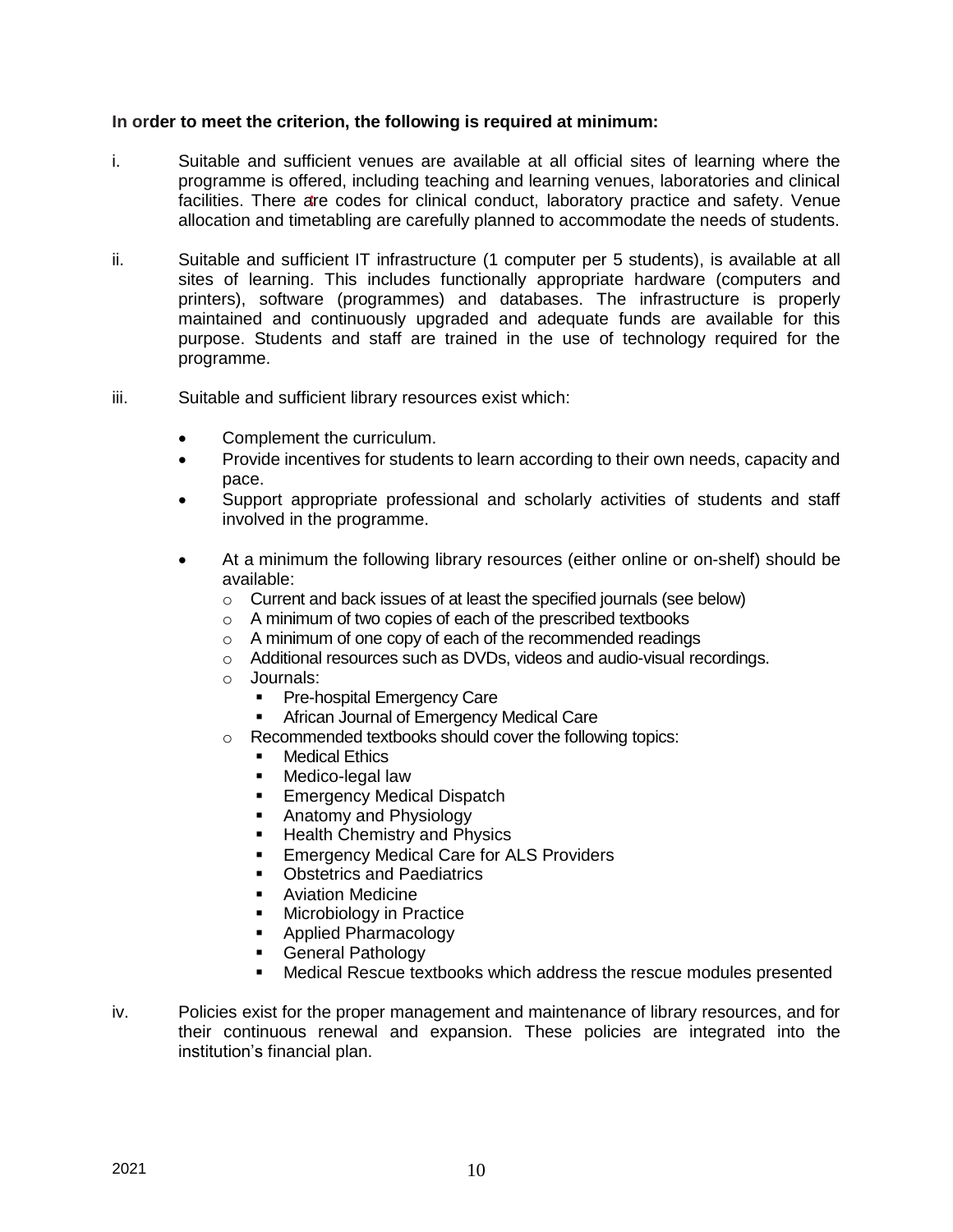**In order to meet the criterion, the following is required at minimum:**

i. Suitable and sufficient venues are available at all official sites of learning where the programme is offered, including teaching and learning venues, laboratories and clinical facilities. There are codes for clinical conduct, laboratory practice and safety. Venue allocation and timetabling are carefully planned to accommodate the needs of students.

ii. Suitable and sufficient IT infrastructure (1 computer per 5 students), is available at all sites of learning. This includes functionally appropriate hardware (computers and printers), software (programmes) and databases. The infrastructure is properly maintained and continuously upgraded and adequate funds are available for this purpose. Students and staff are trained in the use of technology required for the programme.

iii. Suitable and sufficient library resources exist which:

- Complement the curriculum.
- Provide incentives for students to learn according to their own needs, capacity and pace.
- Support appropriate professional and scholarly activities of students and staff involved in the programme.
- At a minimum the following library resources (either online or on-shelf) should be available:
  - Current and back issues of at least the specified journals (see below)
  - A minimum of two copies of each of the prescribed textbooks
  - A minimum of one copy of each of the recommended readings
  - Additional resources such as DVDs, videos and audio-visual recordings.
  - Journals:
    - Pre-hospital Emergency Care
    - African Journal of Emergency Medical Care
  - Recommended textbooks should cover the following topics:
    - Medical Ethics
    - Medico-legal law
    - Emergency Medical Dispatch
    - Anatomy and Physiology
    - Health Chemistry and Physics
    - Emergency Medical Care for ALS Providers
    - Obstetrics and Paediatrics
    - Aviation Medicine
    - Microbiology in Practice
    - Applied Pharmacology
    - General Pathology
    - Medical Rescue textbooks which address the rescue modules presented

iv. Policies exist for the proper management and maintenance of library resources, and for their continuous renewal and expansion. These policies are integrated into the institution's financial plan.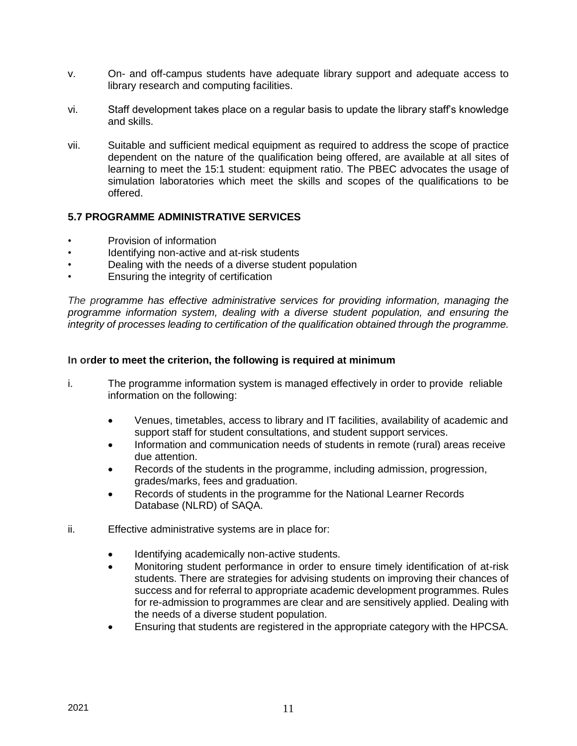v. On- and off-campus students have adequate library support and adequate access to library research and computing facilities.

vi. Staff development takes place on a regular basis to update the library staff's knowledge and skills.

vii. Suitable and sufficient medical equipment as required to address the scope of practice dependent on the nature of the qualification being offered, are available at all sites of learning to meet the 15:1 student: equipment ratio. The PBEC advocates the usage of simulation laboratories which meet the skills and scopes of the qualifications to be offered.

### 5.7 PROGRAMME ADMINISTRATIVE SERVICES

- Provision of information
- Identifying non-active and at-risk students
- Dealing with the needs of a diverse student population
- Ensuring the integrity of certification

*The programme has effective administrative services for providing information, managing the programme information system, dealing with a diverse student population, and ensuring the integrity of processes leading to certification of the qualification obtained through the programme.*

**In order to meet the criterion, the following is required at minimum**

i. The programme information system is managed effectively in order to provide reliable information on the following:

- Venues, timetables, access to library and IT facilities, availability of academic and support staff for student consultations, and student support services.
- Information and communication needs of students in remote (rural) areas receive due attention.
- Records of the students in the programme, including admission, progression, grades/marks, fees and graduation.
- Records of students in the programme for the National Learner Records Database (NLRD) of SAQA.

ii. Effective administrative systems are in place for:

- Identifying academically non-active students.
- Monitoring student performance in order to ensure timely identification of at-risk students. There are strategies for advising students on improving their chances of success and for referral to appropriate academic development programmes. Rules for re-admission to programmes are clear and are sensitively applied. Dealing with the needs of a diverse student population.
- Ensuring that students are registered in the appropriate category with the HPCSA.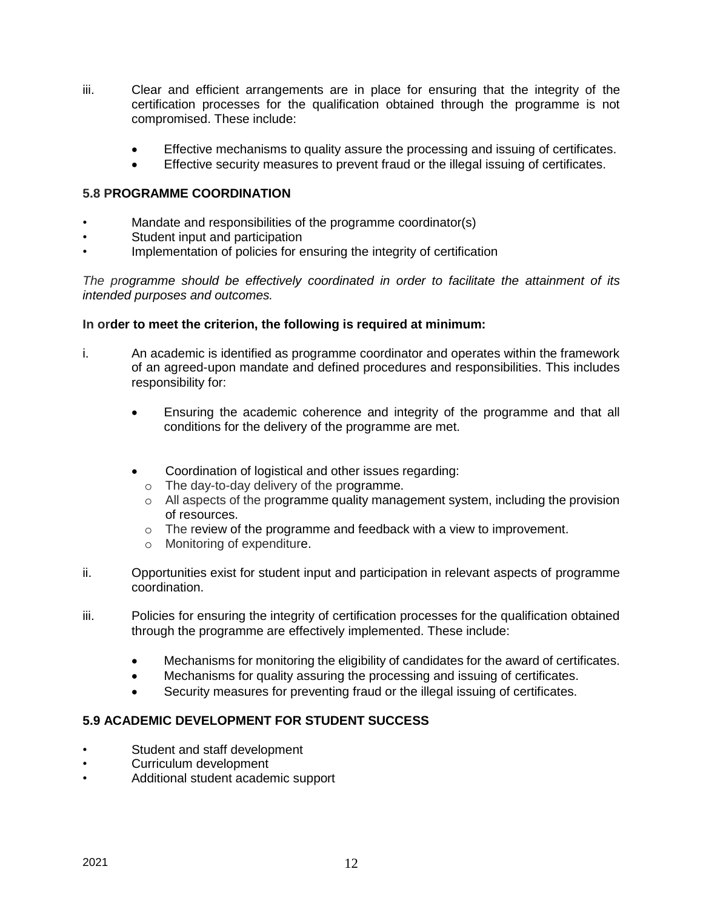iii. Clear and efficient arrangements are in place for ensuring that the integrity of the certification processes for the qualification obtained through the programme is not compromised. These include:

- Effective mechanisms to quality assure the processing and issuing of certificates.
- Effective security measures to prevent fraud or the illegal issuing of certificates.

### 5.8 PROGRAMME COORDINATION

- Mandate and responsibilities of the programme coordinator(s)
- Student input and participation
- Implementation of policies for ensuring the integrity of certification

*The programme should be effectively coordinated in order to facilitate the attainment of its intended purposes and outcomes.*

**In order to meet the criterion, the following is required at minimum:**

i. An academic is identified as programme coordinator and operates within the framework of an agreed-upon mandate and defined procedures and responsibilities. This includes responsibility for:

- Ensuring the academic coherence and integrity of the programme and that all conditions for the delivery of the programme are met.

- Coordination of logistical and other issues regarding:
  - The day-to-day delivery of the programme.
  - All aspects of the programme quality management system, including the provision of resources.
  - The review of the programme and feedback with a view to improvement.
  - Monitoring of expenditure.

ii. Opportunities exist for student input and participation in relevant aspects of programme coordination.

iii. Policies for ensuring the integrity of certification processes for the qualification obtained through the programme are effectively implemented. These include:

- Mechanisms for monitoring the eligibility of candidates for the award of certificates.
- Mechanisms for quality assuring the processing and issuing of certificates.
- Security measures for preventing fraud or the illegal issuing of certificates.

### 5.9 ACADEMIC DEVELOPMENT FOR STUDENT SUCCESS

- Student and staff development
- Curriculum development
- Additional student academic support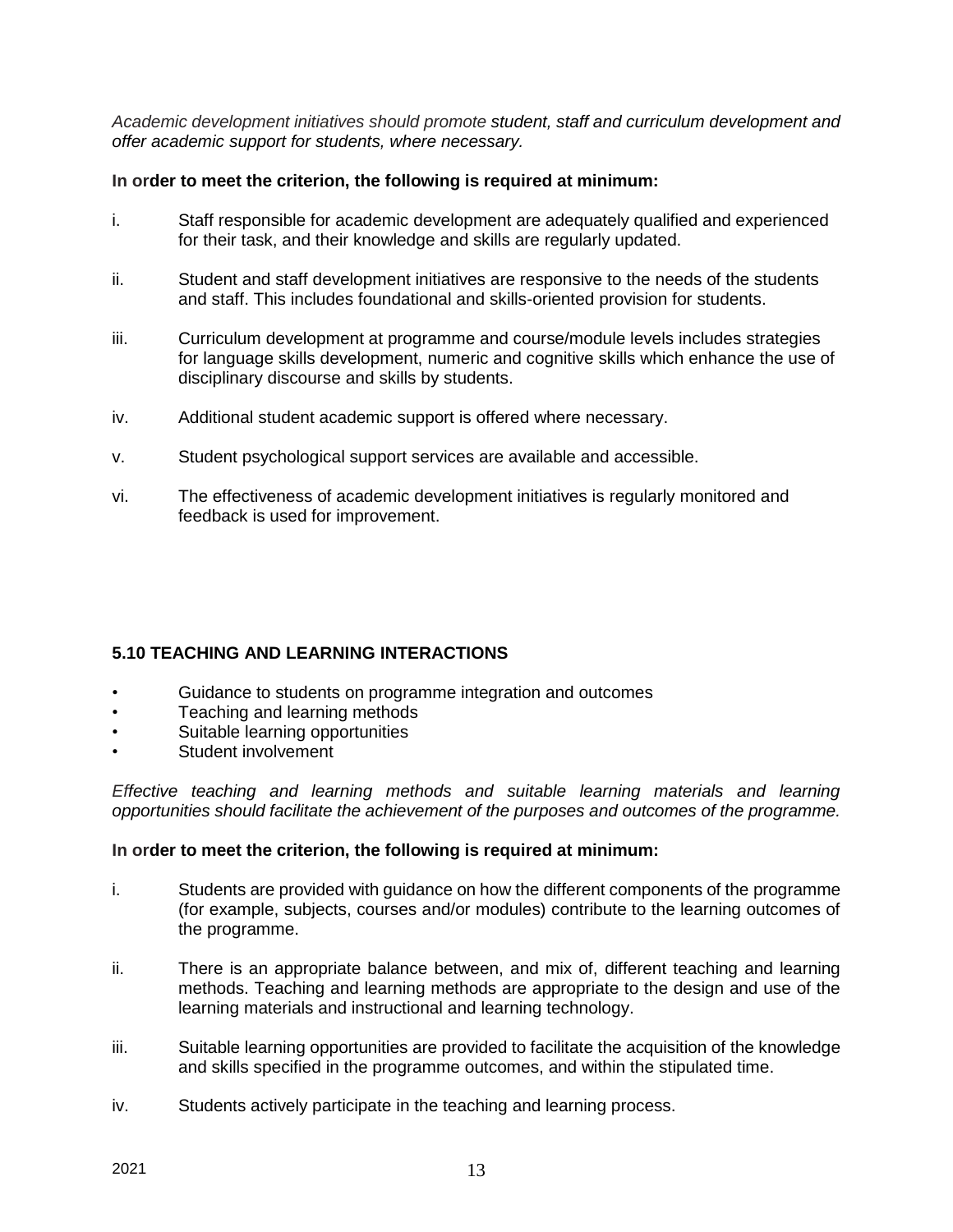*Academic development initiatives should promote student, staff and curriculum development and offer academic support for students, where necessary.*

**In order to meet the criterion, the following is required at minimum:**

i. Staff responsible for academic development are adequately qualified and experienced for their task, and their knowledge and skills are regularly updated.

ii. Student and staff development initiatives are responsive to the needs of the students and staff. This includes foundational and skills-oriented provision for students.

iii. Curriculum development at programme and course/module levels includes strategies for language skills development, numeric and cognitive skills which enhance the use of disciplinary discourse and skills by students.

iv. Additional student academic support is offered where necessary.

v. Student psychological support services are available and accessible.

vi. The effectiveness of academic development initiatives is regularly monitored and feedback is used for improvement.

### 5.10 TEACHING AND LEARNING INTERACTIONS

- Guidance to students on programme integration and outcomes
- Teaching and learning methods
- Suitable learning opportunities
- Student involvement

*Effective teaching and learning methods and suitable learning materials and learning opportunities should facilitate the achievement of the purposes and outcomes of the programme.*

**In order to meet the criterion, the following is required at minimum:**

i. Students are provided with guidance on how the different components of the programme (for example, subjects, courses and/or modules) contribute to the learning outcomes of the programme.

ii. There is an appropriate balance between, and mix of, different teaching and learning methods. Teaching and learning methods are appropriate to the design and use of the learning materials and instructional and learning technology.

iii. Suitable learning opportunities are provided to facilitate the acquisition of the knowledge and skills specified in the programme outcomes, and within the stipulated time.

iv. Students actively participate in the teaching and learning process.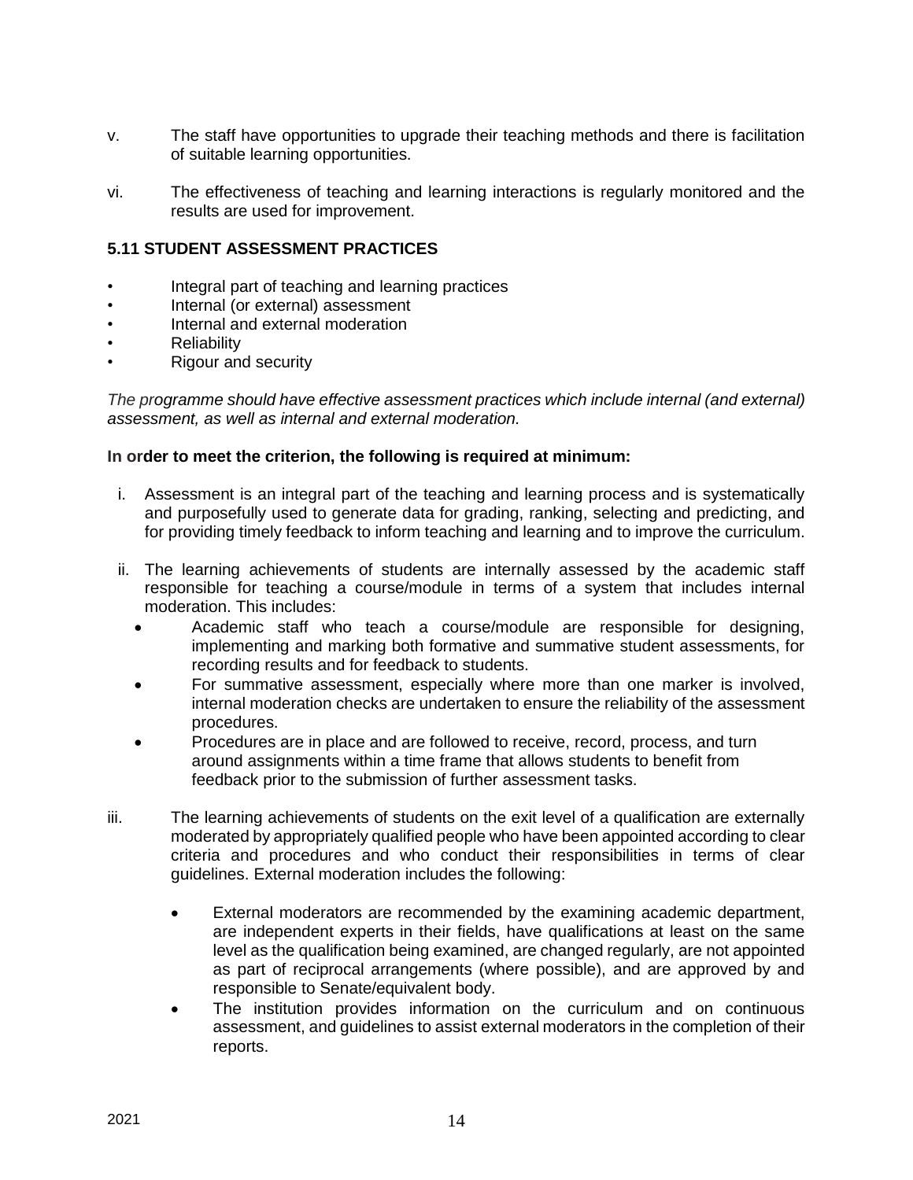v. The staff have opportunities to upgrade their teaching methods and there is facilitation of suitable learning opportunities.

vi. The effectiveness of teaching and learning interactions is regularly monitored and the results are used for improvement.

### 5.11 STUDENT ASSESSMENT PRACTICES

- Integral part of teaching and learning practices
- Internal (or external) assessment
- Internal and external moderation
- Reliability
- Rigour and security

*The programme should have effective assessment practices which include internal (and external) assessment, as well as internal and external moderation.*

**In order to meet the criterion, the following is required at minimum:**

i. Assessment is an integral part of the teaching and learning process and is systematically and purposefully used to generate data for grading, ranking, selecting and predicting, and for providing timely feedback to inform teaching and learning and to improve the curriculum.

ii. The learning achievements of students are internally assessed by the academic staff responsible for teaching a course/module in terms of a system that includes internal moderation. This includes:
   - Academic staff who teach a course/module are responsible for designing, implementing and marking both formative and summative student assessments, for recording results and for feedback to students.
   - For summative assessment, especially where more than one marker is involved, internal moderation checks are undertaken to ensure the reliability of the assessment procedures.
   - Procedures are in place and are followed to receive, record, process, and turn around assignments within a time frame that allows students to benefit from feedback prior to the submission of further assessment tasks.

iii. The learning achievements of students on the exit level of a qualification are externally moderated by appropriately qualified people who have been appointed according to clear criteria and procedures and who conduct their responsibilities in terms of clear guidelines. External moderation includes the following:
   - External moderators are recommended by the examining academic department, are independent experts in their fields, have qualifications at least on the same level as the qualification being examined, are changed regularly, are not appointed as part of reciprocal arrangements (where possible), and are approved by and responsible to Senate/equivalent body.
   - The institution provides information on the curriculum and on continuous assessment, and guidelines to assist external moderators in the completion of their reports.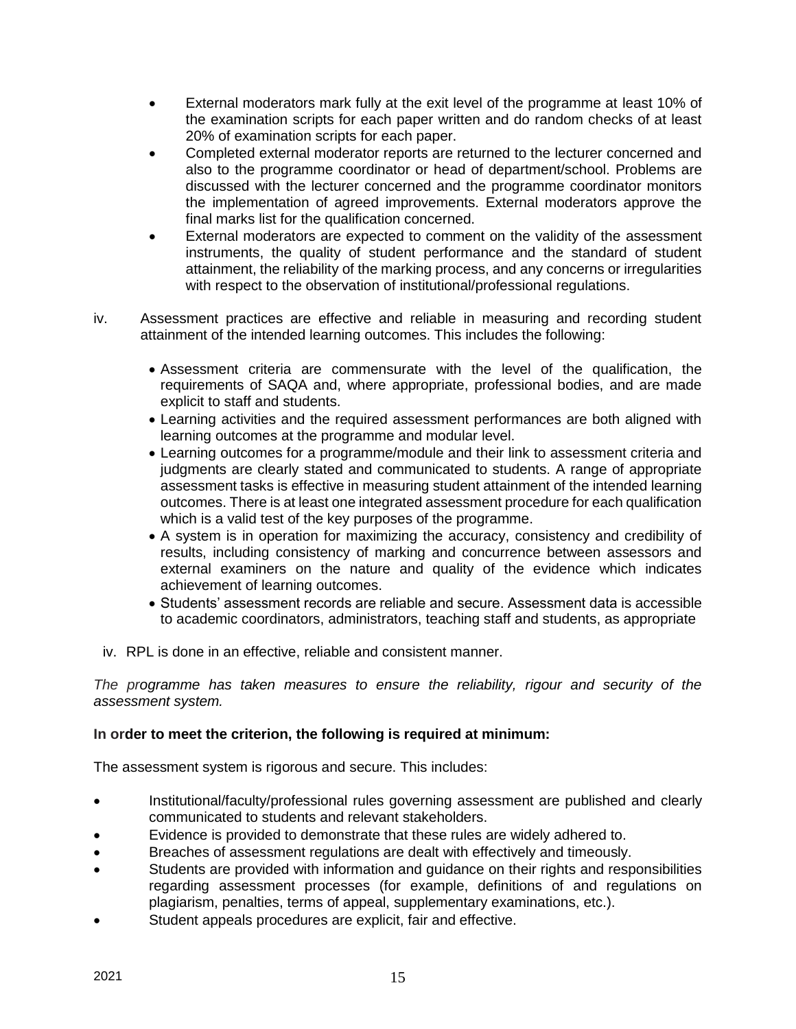- External moderators mark fully at the exit level of the programme at least 10% of the examination scripts for each paper written and do random checks of at least 20% of examination scripts for each paper.
- Completed external moderator reports are returned to the lecturer concerned and also to the programme coordinator or head of department/school. Problems are discussed with the lecturer concerned and the programme coordinator monitors the implementation of agreed improvements. External moderators approve the final marks list for the qualification concerned.
- External moderators are expected to comment on the validity of the assessment instruments, the quality of student performance and the standard of student attainment, the reliability of the marking process, and any concerns or irregularities with respect to the observation of institutional/professional regulations.

iv. Assessment practices are effective and reliable in measuring and recording student attainment of the intended learning outcomes. This includes the following:

- Assessment criteria are commensurate with the level of the qualification, the requirements of SAQA and, where appropriate, professional bodies, and are made explicit to staff and students.
- Learning activities and the required assessment performances are both aligned with learning outcomes at the programme and modular level.
- Learning outcomes for a programme/module and their link to assessment criteria and judgments are clearly stated and communicated to students. A range of appropriate assessment tasks is effective in measuring student attainment of the intended learning outcomes. There is at least one integrated assessment procedure for each qualification which is a valid test of the key purposes of the programme.
- A system is in operation for maximizing the accuracy, consistency and credibility of results, including consistency of marking and concurrence between assessors and external examiners on the nature and quality of the evidence which indicates achievement of learning outcomes.
- Students' assessment records are reliable and secure. Assessment data is accessible to academic coordinators, administrators, teaching staff and students, as appropriate

iv. RPL is done in an effective, reliable and consistent manner.

*The programme has taken measures to ensure the reliability, rigour and security of the assessment system.*

**In order to meet the criterion, the following is required at minimum:**

The assessment system is rigorous and secure. This includes:

- Institutional/faculty/professional rules governing assessment are published and clearly communicated to students and relevant stakeholders.
- Evidence is provided to demonstrate that these rules are widely adhered to.
- Breaches of assessment regulations are dealt with effectively and timeously.
- Students are provided with information and guidance on their rights and responsibilities regarding assessment processes (for example, definitions of and regulations on plagiarism, penalties, terms of appeal, supplementary examinations, etc.).
- Student appeals procedures are explicit, fair and effective.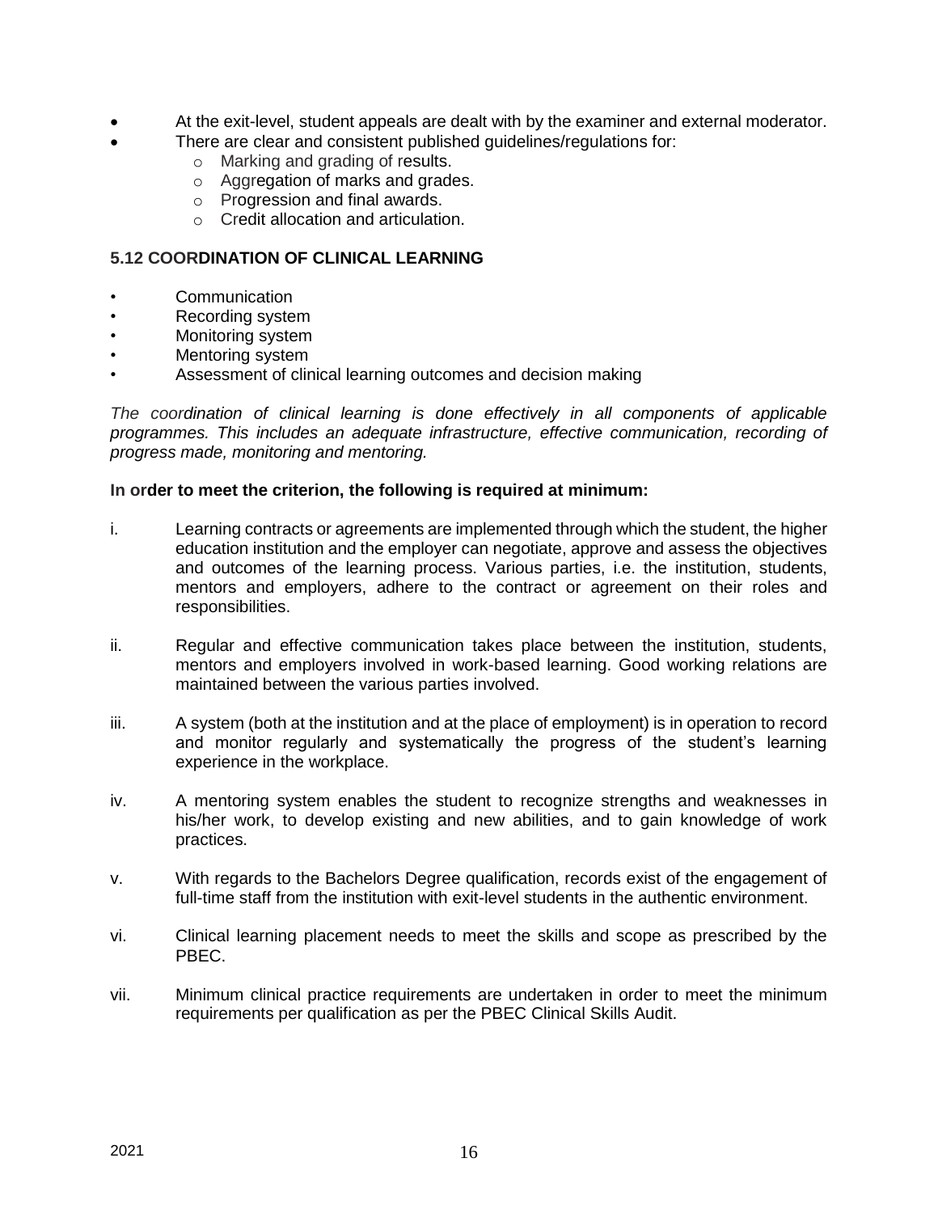- At the exit-level, student appeals are dealt with by the examiner and external moderator.
- There are clear and consistent published guidelines/regulations for:
  - Marking and grading of results.
  - Aggregation of marks and grades.
  - Progression and final awards.
  - Credit allocation and articulation.

### 5.12 COORDINATION OF CLINICAL LEARNING

- Communication
- Recording system
- Monitoring system
- Mentoring system
- Assessment of clinical learning outcomes and decision making

*The coordination of clinical learning is done effectively in all components of applicable programmes. This includes an adequate infrastructure, effective communication, recording of progress made, monitoring and mentoring.*

**In order to meet the criterion, the following is required at minimum:**

i. Learning contracts or agreements are implemented through which the student, the higher education institution and the employer can negotiate, approve and assess the objectives and outcomes of the learning process. Various parties, i.e. the institution, students, mentors and employers, adhere to the contract or agreement on their roles and responsibilities.

ii. Regular and effective communication takes place between the institution, students, mentors and employers involved in work-based learning. Good working relations are maintained between the various parties involved.

iii. A system (both at the institution and at the place of employment) is in operation to record and monitor regularly and systematically the progress of the student's learning experience in the workplace.

iv. A mentoring system enables the student to recognize strengths and weaknesses in his/her work, to develop existing and new abilities, and to gain knowledge of work practices.

v. With regards to the Bachelors Degree qualification, records exist of the engagement of full-time staff from the institution with exit-level students in the authentic environment.

vi. Clinical learning placement needs to meet the skills and scope as prescribed by the PBEC.

vii. Minimum clinical practice requirements are undertaken in order to meet the minimum requirements per qualification as per the PBEC Clinical Skills Audit.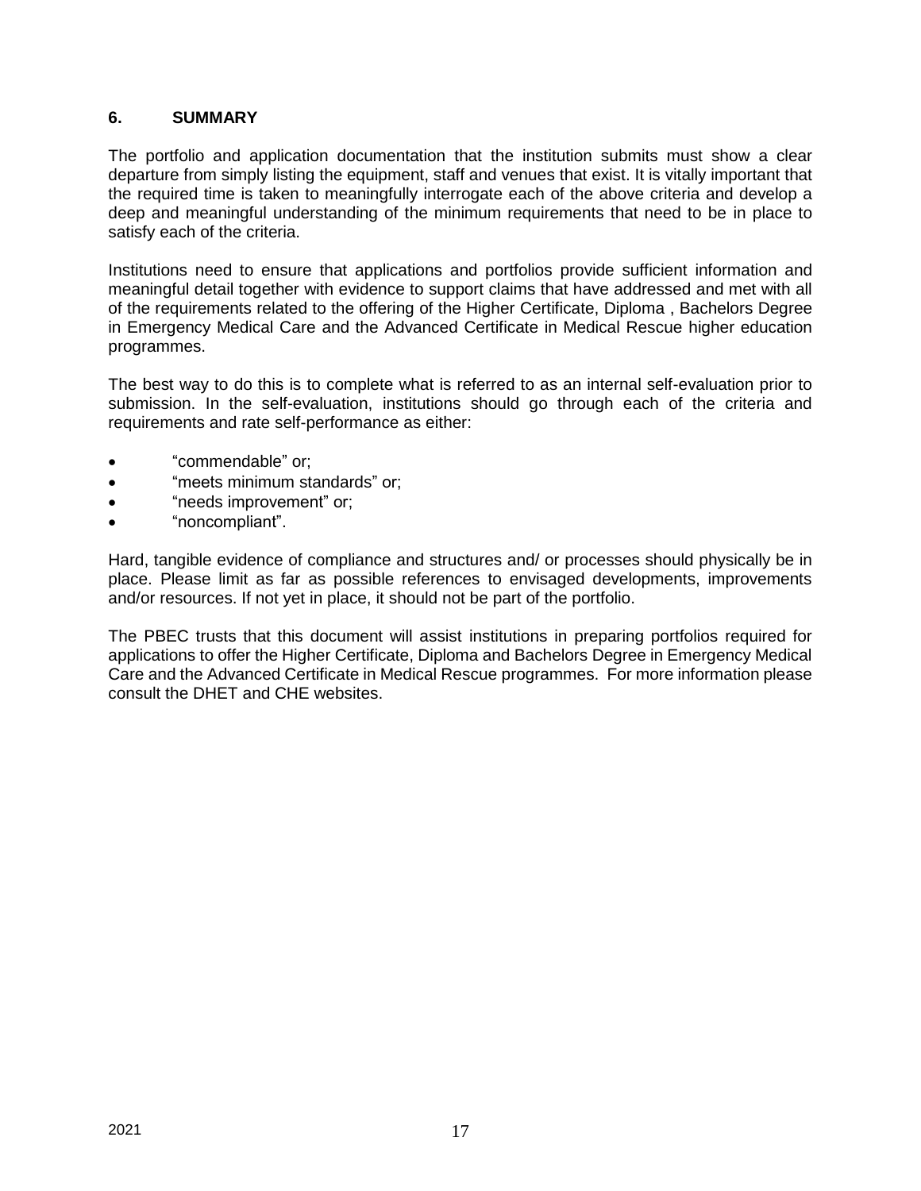## 6. SUMMARY

The portfolio and application documentation that the institution submits must show a clear departure from simply listing the equipment, staff and venues that exist. It is vitally important that the required time is taken to meaningfully interrogate each of the above criteria and develop a deep and meaningful understanding of the minimum requirements that need to be in place to satisfy each of the criteria.

Institutions need to ensure that applications and portfolios provide sufficient information and meaningful detail together with evidence to support claims that have addressed and met with all of the requirements related to the offering of the Higher Certificate, Diploma , Bachelors Degree in Emergency Medical Care and the Advanced Certificate in Medical Rescue higher education programmes.

The best way to do this is to complete what is referred to as an internal self-evaluation prior to submission. In the self-evaluation, institutions should go through each of the criteria and requirements and rate self-performance as either:

- "commendable" or;
- "meets minimum standards" or;
- "needs improvement" or;
- "noncompliant".

Hard, tangible evidence of compliance and structures and/ or processes should physically be in place. Please limit as far as possible references to envisaged developments, improvements and/or resources. If not yet in place, it should not be part of the portfolio.

The PBEC trusts that this document will assist institutions in preparing portfolios required for applications to offer the Higher Certificate, Diploma and Bachelors Degree in Emergency Medical Care and the Advanced Certificate in Medical Rescue programmes. For more information please consult the DHET and CHE websites.